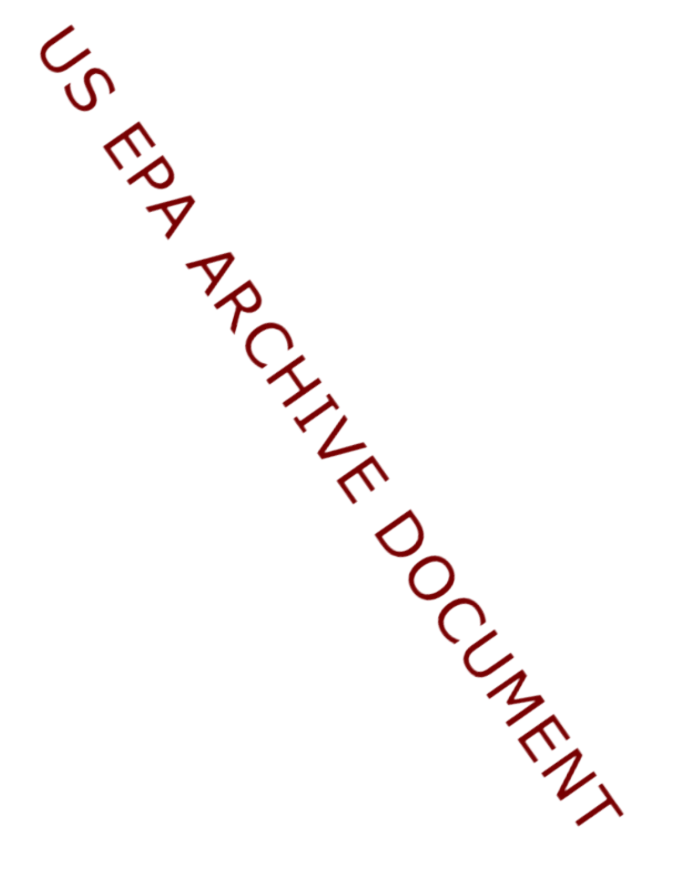US EPA ARCHIVE DOCUMENT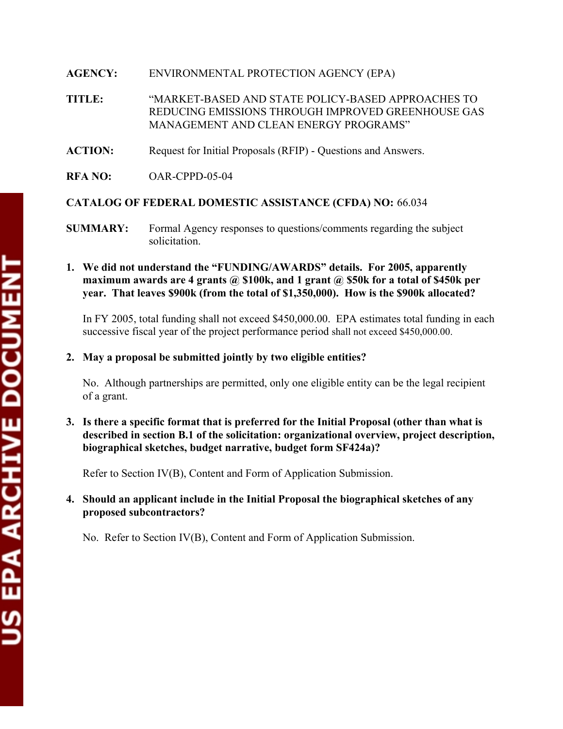**AGENCY:** ENVIRONMENTAL PROTECTION AGENCY (EPA)

**TITLE:** "MARKET-BASED AND STATE POLICY-BASED APPROACHES TO REDUCING EMISSIONS THROUGH IMPROVED GREENHOUSE GAS MANAGEMENT AND CLEAN ENERGY PROGRAMS"

**ACTION:** Request for Initial Proposals (RFIP) - Questions and Answers.

**RFA NO:** OAR-CPPD-05-04

**CATALOG OF FEDERAL DOMESTIC ASSISTANCE (CFDA) NO:** 66.034

**SUMMARY:** Formal Agency responses to questions/comments regarding the subject solicitation.

1. **We did not understand the "FUNDING/AWARDS" details. For 2005, apparently maximum awards are 4 grants @ $100k, and 1 grant @ $50k for a total of $450k per year. That leaves $900k (from the total of $1,350,000). How is the $900k allocated?**

   In FY 2005, total funding shall not exceed $450,000.00. EPA estimates total funding in each successive fiscal year of the project performance period shall not exceed $450,000.00.

2. **May a proposal be submitted jointly by two eligible entities?**

   No. Although partnerships are permitted, only one eligible entity can be the legal recipient of a grant.

3. **Is there a specific format that is preferred for the Initial Proposal (other than what is described in section B.1 of the solicitation: organizational overview, project description, biographical sketches, budget narrative, budget form SF424a)?**

   Refer to Section IV(B), Content and Form of Application Submission.

4. **Should an applicant include in the Initial Proposal the biographical sketches of any proposed subcontractors?**

   No. Refer to Section IV(B), Content and Form of Application Submission.